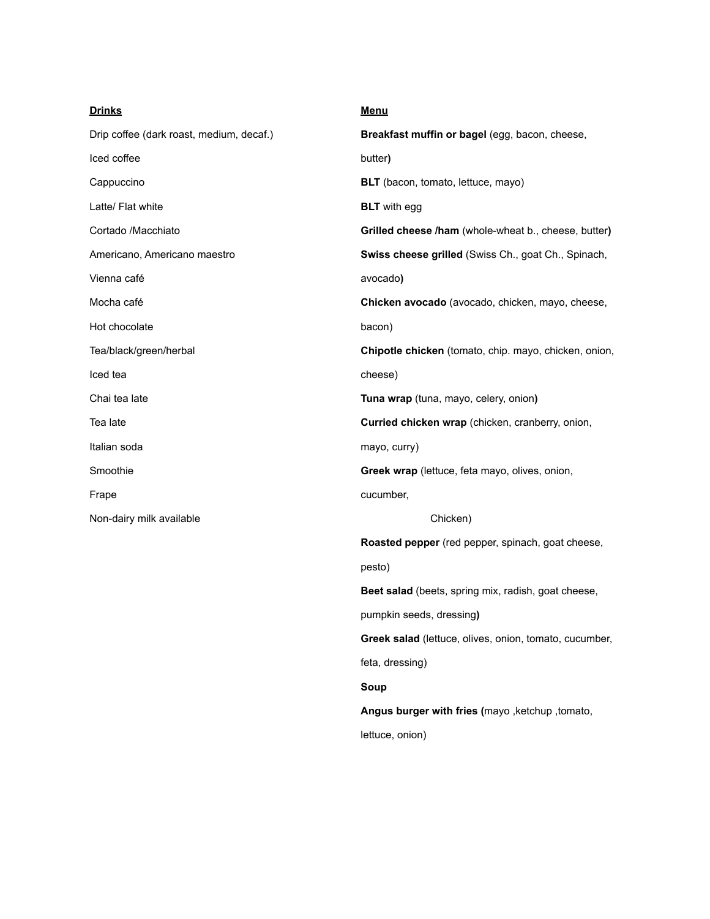**<u>Drinks</u>**

Drip coffee (dark roast, medium, decaf.)

Iced coffee

Cappuccino

Latte/ Flat white

Cortado /Macchiato

Americano, Americano maestro

Vienna café

Mocha café

Hot chocolate

Tea/black/green/herbal

Iced tea

Chai tea late

Tea late

Italian soda

Smoothie

Frape

Non-dairy milk available

**<u>Menu</u>**

**Breakfast muffin or bagel** (egg, bacon, cheese, butter**)**

**BLT** (bacon, tomato, lettuce, mayo)

**BLT** with egg

**Grilled cheese /ham** (whole-wheat b., cheese, butter**)**

**Swiss cheese grilled** (Swiss Ch., goat Ch., Spinach, avocado**)**

**Chicken avocado** (avocado, chicken, mayo, cheese, bacon)

**Chipotle chicken** (tomato, chip. mayo, chicken, onion, cheese)

**Tuna wrap** (tuna, mayo, celery, onion**)**

**Curried chicken wrap** (chicken, cranberry, onion, mayo, curry)

**Greek wrap** (lettuce, feta mayo, olives, onion, cucumber, Chicken)

**Roasted pepper** (red pepper, spinach, goat cheese, pesto)

**Beet salad** (beets, spring mix, radish, goat cheese, pumpkin seeds, dressing**)**

**Greek salad** (lettuce, olives, onion, tomato, cucumber, feta, dressing)

**Soup**

**Angus burger with fries (**mayo ,ketchup ,tomato, lettuce, onion)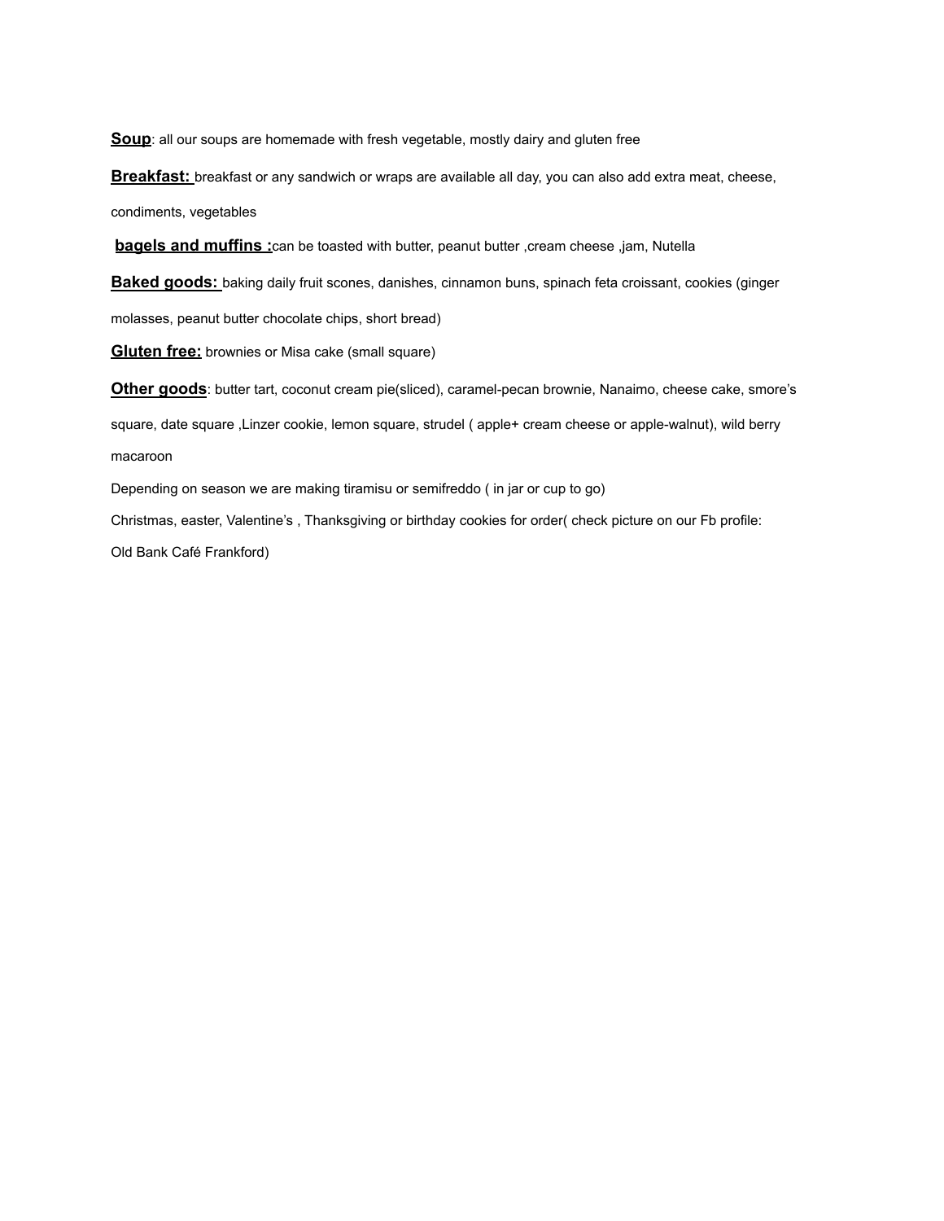**Soup**: all our soups are homemade with fresh vegetable, mostly dairy and gluten free

**Breakfast:** breakfast or any sandwich or wraps are available all day, you can also add extra meat, cheese, condiments, vegetables

**bagels and muffins :**can be toasted with butter, peanut butter ,cream cheese ,jam, Nutella

**Baked goods:** baking daily fruit scones, danishes, cinnamon buns, spinach feta croissant, cookies (ginger molasses, peanut butter chocolate chips, short bread)

**Gluten free:** brownies or Misa cake (small square)

**Other goods**: butter tart, coconut cream pie(sliced), caramel-pecan brownie, Nanaimo, cheese cake, smore's square, date square ,Linzer cookie, lemon square, strudel ( apple+ cream cheese or apple-walnut), wild berry macaroon

Depending on season we are making tiramisu or semifreddo ( in jar or cup to go)

Christmas, easter, Valentine's , Thanksgiving or birthday cookies for order( check picture on our Fb profile: Old Bank Café Frankford)